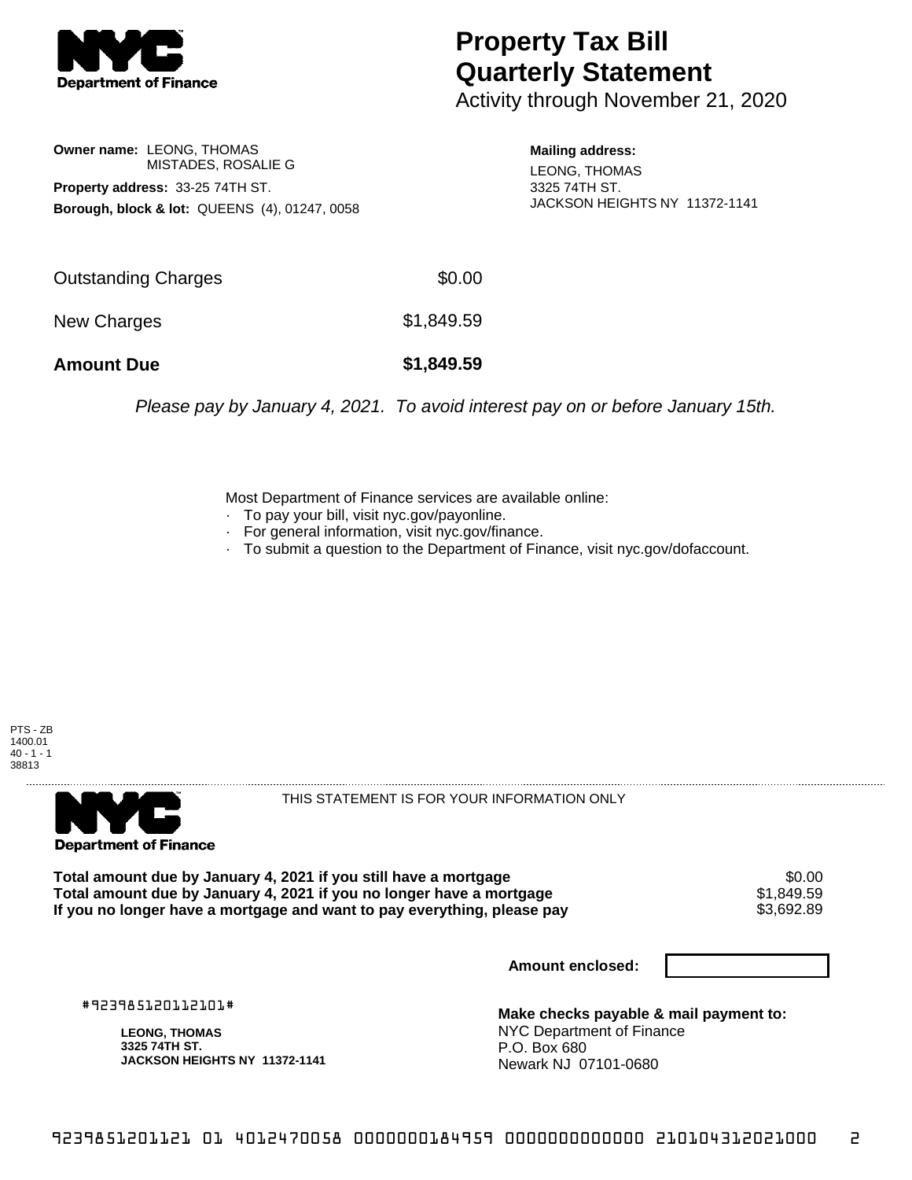**Department of Finance**

# Property Tax Bill Quarterly Statement

Activity through November 21, 2020

**Owner name:** LEONG, THOMAS
MISTADES, ROSALIE G

**Property address:** 33-25 74TH ST.

**Borough, block & lot:** QUEENS (4), 01247, 0058

**Mailing address:**
LEONG, THOMAS
3325 74TH ST.
JACKSON HEIGHTS NY 11372-1141

| | |
|---|---|
| Outstanding Charges | $0.00 |
| New Charges | $1,849.59 |
| **Amount Due** | **$1,849.59** |

*Please pay by January 4, 2021. To avoid interest pay on or before January 15th.*

Most Department of Finance services are available online:
- To pay your bill, visit nyc.gov/payonline.
- For general information, visit nyc.gov/finance.
- To submit a question to the Department of Finance, visit nyc.gov/dofaccount.

PTS - ZB
1400.01
40 - 1 - 1
38813

**Department of Finance**

THIS STATEMENT IS FOR YOUR INFORMATION ONLY

| | |
|---|---|
| **Total amount due by January 4, 2021 if you still have a mortgage** | $0.00 |
| **Total amount due by January 4, 2021 if you no longer have a mortgage** | $1,849.59 |
| **If you no longer have a mortgage and want to pay everything, please pay** | $3,692.89 |

**Amount enclosed:**

#923985120112101#

**LEONG, THOMAS**
**3325 74TH ST.**
**JACKSON HEIGHTS NY 11372-1141**

**Make checks payable & mail payment to:**
NYC Department of Finance
P.O. Box 680
Newark NJ 07101-0680

9239851201121 01 4012470058 0000000184959 0000000000000 210104312021000 2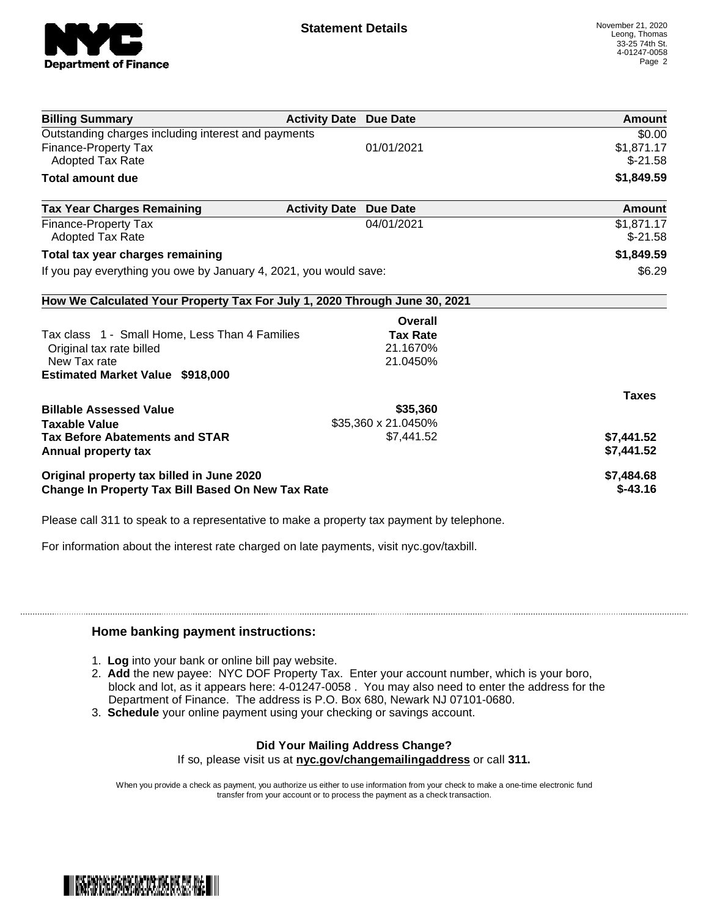# Statement Details

November 21, 2020
Leong, Thomas
33-25 74th St.
4-01247-0058

| Billing Summary | Activity Date | Due Date | Amount |
|---|---|---|---|
| Outstanding charges including interest and payments | | | $0.00 |
| Finance-Property Tax | | 01/01/2021 | $1,871.17 |
| Adopted Tax Rate | | | $-21.58 |
| **Total amount due** | | | **$1,849.59** |

| Tax Year Charges Remaining | Activity Date | Due Date | Amount |
|---|---|---|---|
| Finance-Property Tax | | 04/01/2021 | $1,871.17 |
| Adopted Tax Rate | | | $-21.58 |
| **Total tax year charges remaining** | | | **$1,849.59** |
| If you pay everything you owe by January 4, 2021, you would save: | | | $6.29 |

## How We Calculated Your Property Tax For July 1, 2020 Through June 30, 2021

| | Overall Tax Rate | Taxes |
|---|---|---|
| Tax class 1 - Small Home, Less Than 4 Families | | |
| Original tax rate billed | 21.1670% | |
| New Tax rate | 21.0450% | |
| **Estimated Market Value $918,000** | | |
| **Billable Assessed Value** | **$35,360** | |
| **Taxable Value** | $35,360 x 21.0450% | |
| **Tax Before Abatements and STAR** | $7,441.52 | **$7,441.52** |
| **Annual property tax** | | **$7,441.52** |
| **Original property tax billed in June 2020** | | **$7,484.68** |
| **Change In Property Tax Bill Based On New Tax Rate** | | **$-43.16** |

Please call 311 to speak to a representative to make a property tax payment by telephone.

For information about the interest rate charged on late payments, visit nyc.gov/taxbill.

### Home banking payment instructions:

1. **Log** into your bank or online bill pay website.
2. **Add** the new payee: NYC DOF Property Tax. Enter your account number, which is your boro, block and lot, as it appears here: 4-01247-0058 . You may also need to enter the address for the Department of Finance. The address is P.O. Box 680, Newark NJ 07101-0680.
3. **Schedule** your online payment using your checking or savings account.

**Did Your Mailing Address Change?**
If so, please visit us at **nyc.gov/changemailingaddress** or call **311.**

When you provide a check as payment, you authorize us either to use information from your check to make a one-time electronic fund transfer from your account or to process the payment as a check transaction.